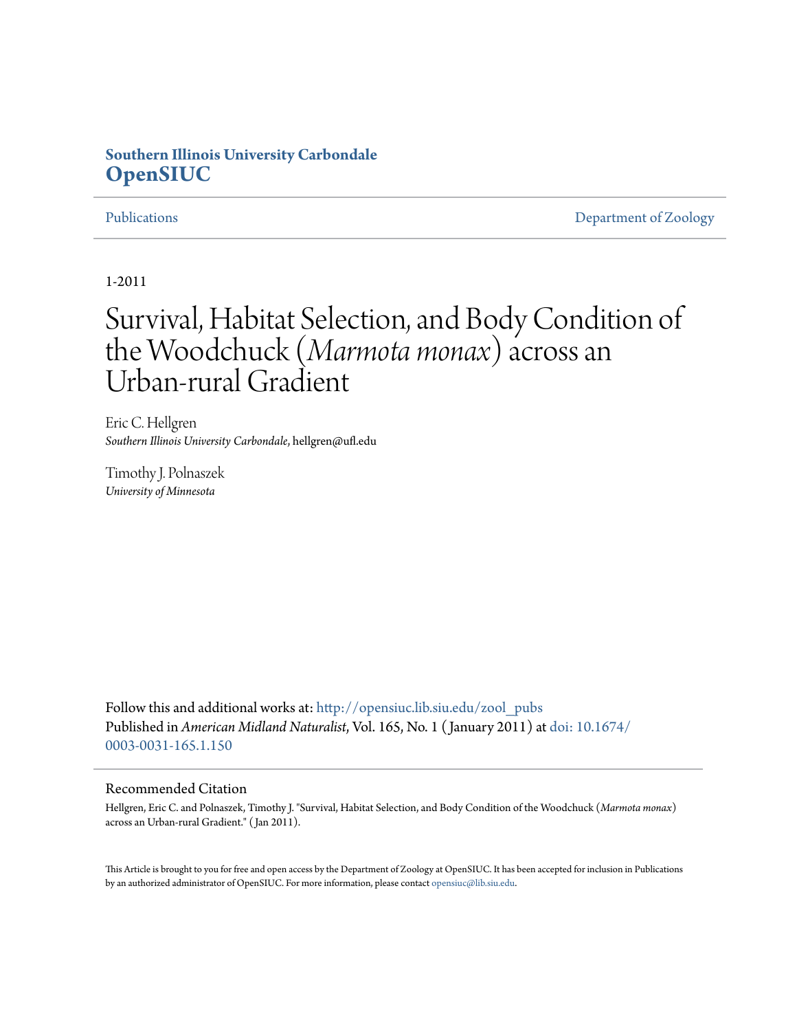**Southern Illinois University Carbondale**
**OpenSIUC**

Publications | Department of Zoology

1-2011

# Survival, Habitat Selection, and Body Condition of the Woodchuck (*Marmota monax*) across an Urban-rural Gradient

Eric C. Hellgren
*Southern Illinois University Carbondale*, hellgren@ufl.edu

Timothy J. Polnaszek
*University of Minnesota*

Follow this and additional works at: http://opensiuc.lib.siu.edu/zool_pubs
Published in *American Midland Naturalist*, Vol. 165, No. 1 (January 2011) at doi: 10.1674/0003-0031-165.1.150

## Recommended Citation

Hellgren, Eric C. and Polnaszek, Timothy J. "Survival, Habitat Selection, and Body Condition of the Woodchuck (*Marmota monax*) across an Urban-rural Gradient." (Jan 2011).

This Article is brought to you for free and open access by the Department of Zoology at OpenSIUC. It has been accepted for inclusion in Publications by an authorized administrator of OpenSIUC. For more information, please contact opensiuc@lib.siu.edu.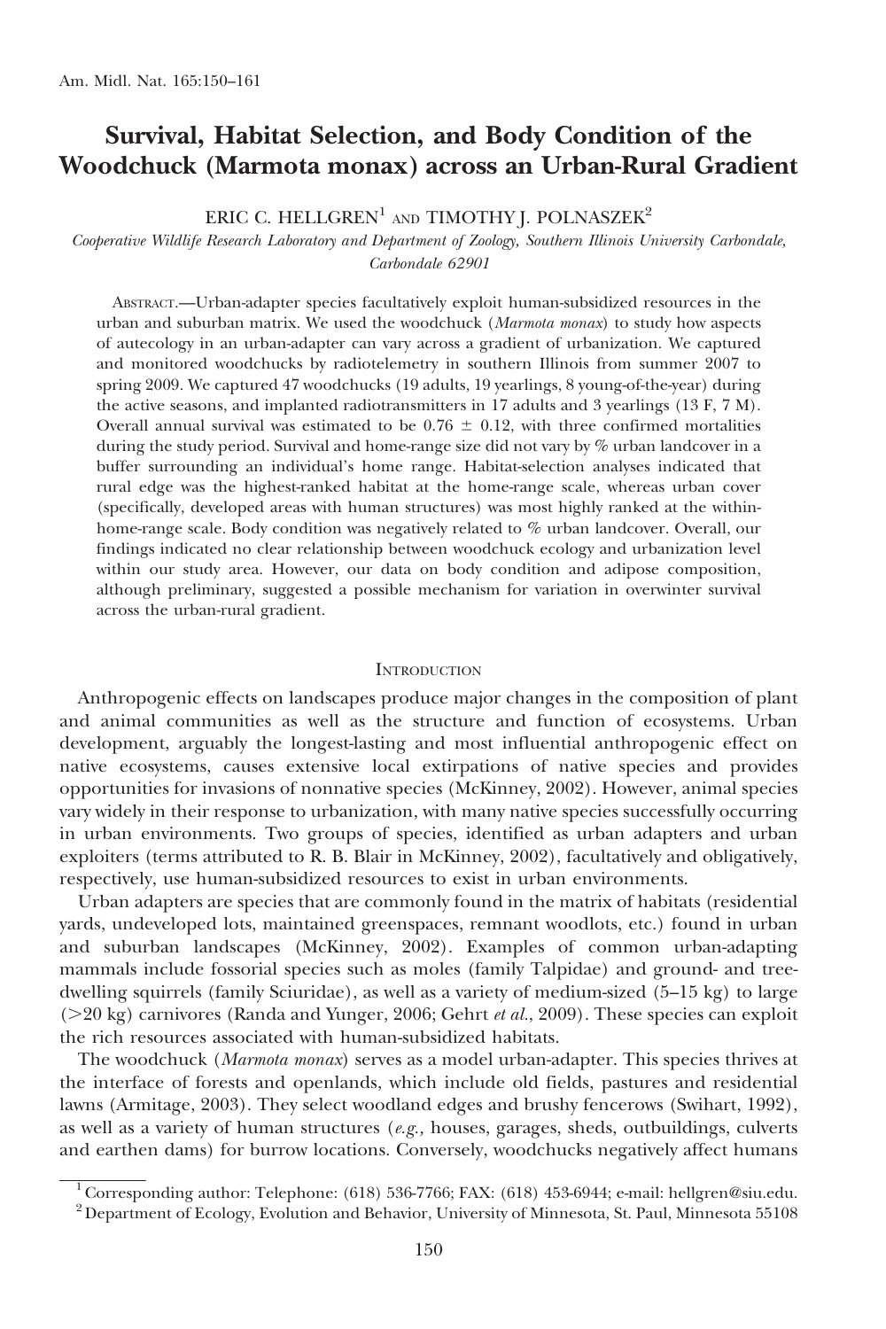# Survival, Habitat Selection, and Body Condition of the Woodchuck (Marmota monax) across an Urban-Rural Gradient

ERIC C. HELLGREN[1] AND TIMOTHY J. POLNASZEK[2]

*Cooperative Wildlife Research Laboratory and Department of Zoology, Southern Illinois University Carbondale, Carbondale 62901*

Abstract.—Urban-adapter species facultatively exploit human-subsidized resources in the urban and suburban matrix. We used the woodchuck (*Marmota monax*) to study how aspects of autecology in an urban-adapter can vary across a gradient of urbanization. We captured and monitored woodchucks by radiotelemetry in southern Illinois from summer 2007 to spring 2009. We captured 47 woodchucks (19 adults, 19 yearlings, 8 young-of-the-year) during the active seasons, and implanted radiotransmitters in 17 adults and 3 yearlings (13 F, 7 M). Overall annual survival was estimated to be $0.76 \pm 0.12$, with three confirmed mortalities during the study period. Survival and home-range size did not vary by % urban landcover in a buffer surrounding an individual's home range. Habitat-selection analyses indicated that rural edge was the highest-ranked habitat at the home-range scale, whereas urban cover (specifically, developed areas with human structures) was most highly ranked at the within-home-range scale. Body condition was negatively related to % urban landcover. Overall, our findings indicated no clear relationship between woodchuck ecology and urbanization level within our study area. However, our data on body condition and adipose composition, although preliminary, suggested a possible mechanism for variation in overwinter survival across the urban-rural gradient.

## Introduction

Anthropogenic effects on landscapes produce major changes in the composition of plant and animal communities as well as the structure and function of ecosystems. Urban development, arguably the longest-lasting and most influential anthropogenic effect on native ecosystems, causes extensive local extirpations of native species and provides opportunities for invasions of nonnative species (McKinney, 2002). However, animal species vary widely in their response to urbanization, with many native species successfully occurring in urban environments. Two groups of species, identified as urban adapters and urban exploiters (terms attributed to R. B. Blair in McKinney, 2002), facultatively and obligatively, respectively, use human-subsidized resources to exist in urban environments.

Urban adapters are species that are commonly found in the matrix of habitats (residential yards, undeveloped lots, maintained greenspaces, remnant woodlots, etc.) found in urban and suburban landscapes (McKinney, 2002). Examples of common urban-adapting mammals include fossorial species such as moles (family Talpidae) and ground- and tree-dwelling squirrels (family Sciuridae), as well as a variety of medium-sized (5–15 kg) to large (>20 kg) carnivores (Randa and Yunger, 2006; Gehrt *et al.*, 2009). These species can exploit the rich resources associated with human-subsidized habitats.

The woodchuck (*Marmota monax*) serves as a model urban-adapter. This species thrives at the interface of forests and openlands, which include old fields, pastures and residential lawns (Armitage, 2003). They select woodland edges and brushy fencerows (Swihart, 1992), as well as a variety of human structures (*e.g.*, houses, garages, sheds, outbuildings, culverts and earthen dams) for burrow locations. Conversely, woodchucks negatively affect humans

[1] Corresponding author: Telephone: (618) 536-7766; FAX: (618) 453-6944; e-mail: hellgren@siu.edu.

[2] Department of Ecology, Evolution and Behavior, University of Minnesota, St. Paul, Minnesota 55108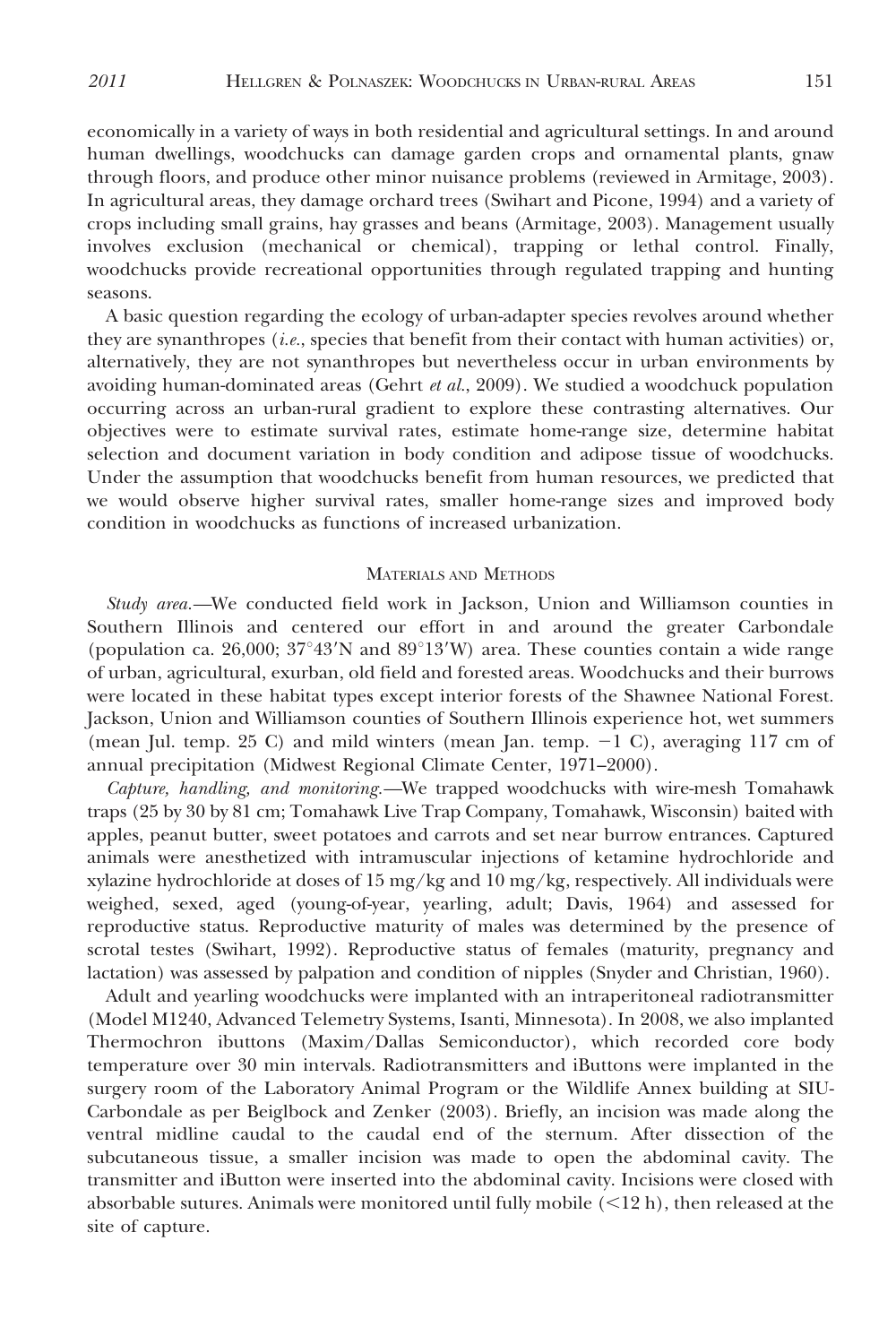economically in a variety of ways in both residential and agricultural settings. In and around human dwellings, woodchucks can damage garden crops and ornamental plants, gnaw through floors, and produce other minor nuisance problems (reviewed in Armitage, 2003). In agricultural areas, they damage orchard trees (Swihart and Picone, 1994) and a variety of crops including small grains, hay grasses and beans (Armitage, 2003). Management usually involves exclusion (mechanical or chemical), trapping or lethal control. Finally, woodchucks provide recreational opportunities through regulated trapping and hunting seasons.

A basic question regarding the ecology of urban-adapter species revolves around whether they are synanthropes (*i.e.*, species that benefit from their contact with human activities) or, alternatively, they are not synanthropes but nevertheless occur in urban environments by avoiding human-dominated areas (Gehrt *et al.*, 2009). We studied a woodchuck population occurring across an urban-rural gradient to explore these contrasting alternatives. Our objectives were to estimate survival rates, estimate home-range size, determine habitat selection and document variation in body condition and adipose tissue of woodchucks. Under the assumption that woodchucks benefit from human resources, we predicted that we would observe higher survival rates, smaller home-range sizes and improved body condition in woodchucks as functions of increased urbanization.

## Materials and Methods

*Study area.*—We conducted field work in Jackson, Union and Williamson counties in Southern Illinois and centered our effort in and around the greater Carbondale (population ca. 26,000; 37°43′N and 89°13′W) area. These counties contain a wide range of urban, agricultural, exurban, old field and forested areas. Woodchucks and their burrows were located in these habitat types except interior forests of the Shawnee National Forest. Jackson, Union and Williamson counties of Southern Illinois experience hot, wet summers (mean Jul. temp. 25 C) and mild winters (mean Jan. temp. −1 C), averaging 117 cm of annual precipitation (Midwest Regional Climate Center, 1971–2000).

*Capture, handling, and monitoring.*—We trapped woodchucks with wire-mesh Tomahawk traps (25 by 30 by 81 cm; Tomahawk Live Trap Company, Tomahawk, Wisconsin) baited with apples, peanut butter, sweet potatoes and carrots and set near burrow entrances. Captured animals were anesthetized with intramuscular injections of ketamine hydrochloride and xylazine hydrochloride at doses of 15 mg/kg and 10 mg/kg, respectively. All individuals were weighed, sexed, aged (young-of-year, yearling, adult; Davis, 1964) and assessed for reproductive status. Reproductive maturity of males was determined by the presence of scrotal testes (Swihart, 1992). Reproductive status of females (maturity, pregnancy and lactation) was assessed by palpation and condition of nipples (Snyder and Christian, 1960).

Adult and yearling woodchucks were implanted with an intraperitoneal radiotransmitter (Model M1240, Advanced Telemetry Systems, Isanti, Minnesota). In 2008, we also implanted Thermochron ibuttons (Maxim/Dallas Semiconductor), which recorded core body temperature over 30 min intervals. Radiotransmitters and iButtons were implanted in the surgery room of the Laboratory Animal Program or the Wildlife Annex building at SIU-Carbondale as per Beiglbock and Zenker (2003). Briefly, an incision was made along the ventral midline caudal to the caudal end of the sternum. After dissection of the subcutaneous tissue, a smaller incision was made to open the abdominal cavity. The transmitter and iButton were inserted into the abdominal cavity. Incisions were closed with absorbable sutures. Animals were monitored until fully mobile (<12 h), then released at the site of capture.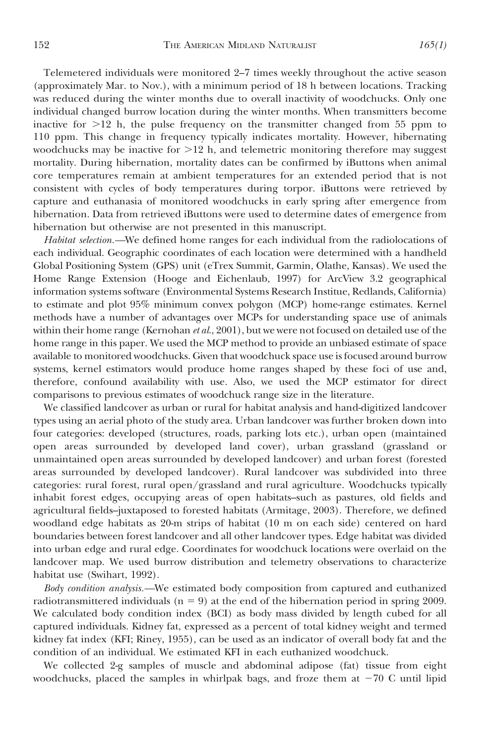Telemetered individuals were monitored 2–7 times weekly throughout the active season (approximately Mar. to Nov.), with a minimum period of 18 h between locations. Tracking was reduced during the winter months due to overall inactivity of woodchucks. Only one individual changed burrow location during the winter months. When transmitters become inactive for >12 h, the pulse frequency on the transmitter changed from 55 ppm to 110 ppm. This change in frequency typically indicates mortality. However, hibernating woodchucks may be inactive for >12 h, and telemetric monitoring therefore may suggest mortality. During hibernation, mortality dates can be confirmed by iButtons when animal core temperatures remain at ambient temperatures for an extended period that is not consistent with cycles of body temperatures during torpor. iButtons were retrieved by capture and euthanasia of monitored woodchucks in early spring after emergence from hibernation. Data from retrieved iButtons were used to determine dates of emergence from hibernation but otherwise are not presented in this manuscript.

*Habitat selection.*—We defined home ranges for each individual from the radiolocations of each individual. Geographic coordinates of each location were determined with a handheld Global Positioning System (GPS) unit (eTrex Summit, Garmin, Olathe, Kansas). We used the Home Range Extension (Hooge and Eichenlaub, 1997) for ArcView 3.2 geographical information systems software (Environmental Systems Research Institue, Redlands, California) to estimate and plot 95% minimum convex polygon (MCP) home-range estimates. Kernel methods have a number of advantages over MCPs for understanding space use of animals within their home range (Kernohan *et al.*, 2001), but we were not focused on detailed use of the home range in this paper. We used the MCP method to provide an unbiased estimate of space available to monitored woodchucks. Given that woodchuck space use is focused around burrow systems, kernel estimators would produce home ranges shaped by these foci of use and, therefore, confound availability with use. Also, we used the MCP estimator for direct comparisons to previous estimates of woodchuck range size in the literature.

We classified landcover as urban or rural for habitat analysis and hand-digitized landcover types using an aerial photo of the study area. Urban landcover was further broken down into four categories: developed (structures, roads, parking lots etc.), urban open (maintained open areas surrounded by developed land cover), urban grassland (grassland or unmaintained open areas surrounded by developed landcover) and urban forest (forested areas surrounded by developed landcover). Rural landcover was subdivided into three categories: rural forest, rural open/grassland and rural agriculture. Woodchucks typically inhabit forest edges, occupying areas of open habitats–such as pastures, old fields and agricultural fields–juxtaposed to forested habitats (Armitage, 2003). Therefore, we defined woodland edge habitats as 20-m strips of habitat (10 m on each side) centered on hard boundaries between forest landcover and all other landcover types. Edge habitat was divided into urban edge and rural edge. Coordinates for woodchuck locations were overlaid on the landcover map. We used burrow distribution and telemetry observations to characterize habitat use (Swihart, 1992).

*Body condition analysis.*—We estimated body composition from captured and euthanized radiotransmittered individuals ($n = 9$) at the end of the hibernation period in spring 2009. We calculated body condition index (BCI) as body mass divided by length cubed for all captured individuals. Kidney fat, expressed as a percent of total kidney weight and termed kidney fat index (KFI; Riney, 1955), can be used as an indicator of overall body fat and the condition of an individual. We estimated KFI in each euthanized woodchuck.

We collected 2-g samples of muscle and abdominal adipose (fat) tissue from eight woodchucks, placed the samples in whirlpak bags, and froze them at −70 C until lipid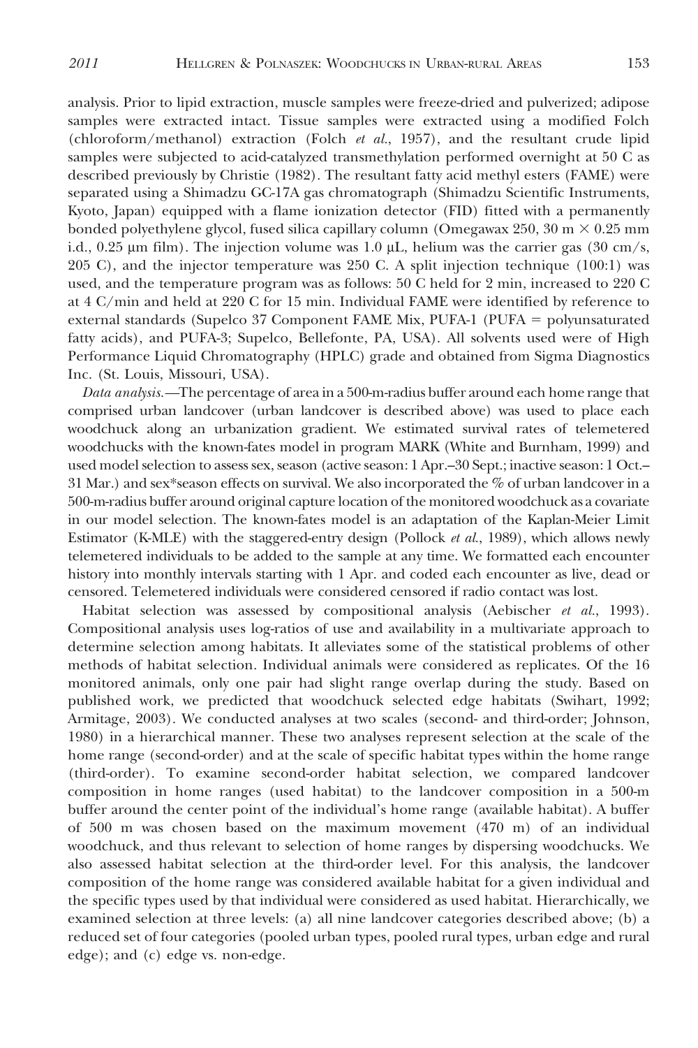analysis. Prior to lipid extraction, muscle samples were freeze-dried and pulverized; adipose samples were extracted intact. Tissue samples were extracted using a modified Folch (chloroform/methanol) extraction (Folch *et al.*, 1957), and the resultant crude lipid samples were subjected to acid-catalyzed transmethylation performed overnight at 50 C as described previously by Christie (1982). The resultant fatty acid methyl esters (FAME) were separated using a Shimadzu GC-17A gas chromatograph (Shimadzu Scientific Instruments, Kyoto, Japan) equipped with a flame ionization detector (FID) fitted with a permanently bonded polyethylene glycol, fused silica capillary column (Omegawax 250, 30 m × 0.25 mm i.d., 0.25 μm film). The injection volume was 1.0 μL, helium was the carrier gas (30 cm/s, 205 C), and the injector temperature was 250 C. A split injection technique (100:1) was used, and the temperature program was as follows: 50 C held for 2 min, increased to 220 C at 4 C/min and held at 220 C for 15 min. Individual FAME were identified by reference to external standards (Supelco 37 Component FAME Mix, PUFA-1 (PUFA = polyunsaturated fatty acids), and PUFA-3; Supelco, Bellefonte, PA, USA). All solvents used were of High Performance Liquid Chromatography (HPLC) grade and obtained from Sigma Diagnostics Inc. (St. Louis, Missouri, USA).

*Data analysis.*—The percentage of area in a 500-m-radius buffer around each home range that comprised urban landcover (urban landcover is described above) was used to place each woodchuck along an urbanization gradient. We estimated survival rates of telemetered woodchucks with the known-fates model in program MARK (White and Burnham, 1999) and used model selection to assess sex, season (active season: 1 Apr.–30 Sept.; inactive season: 1 Oct.–31 Mar.) and sex*season effects on survival. We also incorporated the % of urban landcover in a 500-m-radius buffer around original capture location of the monitored woodchuck as a covariate in our model selection. The known-fates model is an adaptation of the Kaplan-Meier Limit Estimator (K-MLE) with the staggered-entry design (Pollock *et al.*, 1989), which allows newly telemetered individuals to be added to the sample at any time. We formatted each encounter history into monthly intervals starting with 1 Apr. and coded each encounter as live, dead or censored. Telemetered individuals were considered censored if radio contact was lost.

Habitat selection was assessed by compositional analysis (Aebischer *et al.*, 1993). Compositional analysis uses log-ratios of use and availability in a multivariate approach to determine selection among habitats. It alleviates some of the statistical problems of other methods of habitat selection. Individual animals were considered as replicates. Of the 16 monitored animals, only one pair had slight range overlap during the study. Based on published work, we predicted that woodchuck selected edge habitats (Swihart, 1992; Armitage, 2003). We conducted analyses at two scales (second- and third-order; Johnson, 1980) in a hierarchical manner. These two analyses represent selection at the scale of the home range (second-order) and at the scale of specific habitat types within the home range (third-order). To examine second-order habitat selection, we compared landcover composition in home ranges (used habitat) to the landcover composition in a 500-m buffer around the center point of the individual's home range (available habitat). A buffer of 500 m was chosen based on the maximum movement (470 m) of an individual woodchuck, and thus relevant to selection of home ranges by dispersing woodchucks. We also assessed habitat selection at the third-order level. For this analysis, the landcover composition of the home range was considered available habitat for a given individual and the specific types used by that individual were considered as used habitat. Hierarchically, we examined selection at three levels: (a) all nine landcover categories described above; (b) a reduced set of four categories (pooled urban types, pooled rural types, urban edge and rural edge); and (c) edge vs. non-edge.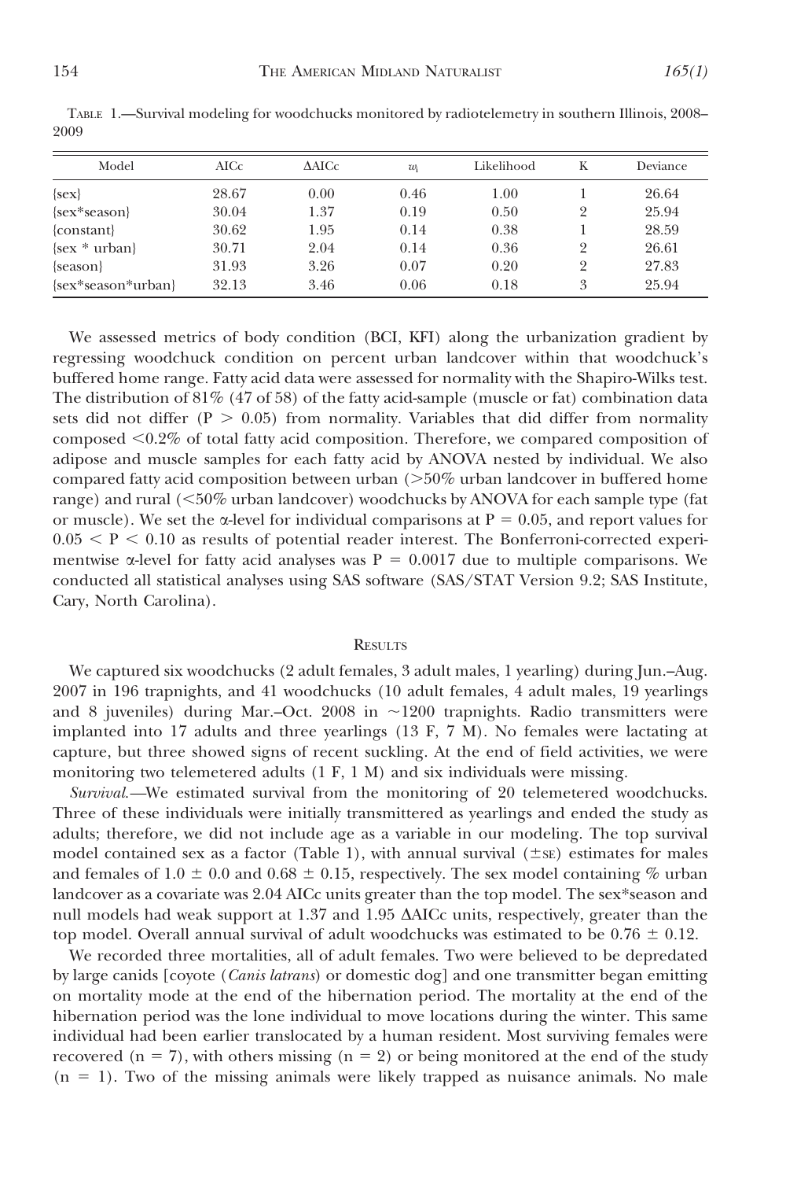TABLE 1.—Survival modeling for woodchucks monitored by radiotelemetry in southern Illinois, 2008–2009

| Model | AICc | ΔAICc | $w_i$ | Likelihood | K | Deviance |
|---|---|---|---|---|---|---|
| {sex} | 28.67 | 0.00 | 0.46 | 1.00 | 1 | 26.64 |
| {sex*season} | 30.04 | 1.37 | 0.19 | 0.50 | 2 | 25.94 |
| {constant} | 30.62 | 1.95 | 0.14 | 0.38 | 1 | 28.59 |
| {sex * urban} | 30.71 | 2.04 | 0.14 | 0.36 | 2 | 26.61 |
| {season} | 31.93 | 3.26 | 0.07 | 0.20 | 2 | 27.83 |
| {sex*season*urban} | 32.13 | 3.46 | 0.06 | 0.18 | 3 | 25.94 |

We assessed metrics of body condition (BCI, KFI) along the urbanization gradient by regressing woodchuck condition on percent urban landcover within that woodchuck's buffered home range. Fatty acid data were assessed for normality with the Shapiro-Wilks test. The distribution of 81% (47 of 58) of the fatty acid-sample (muscle or fat) combination data sets did not differ ($P > 0.05$) from normality. Variables that did differ from normality composed <0.2% of total fatty acid composition. Therefore, we compared composition of adipose and muscle samples for each fatty acid by ANOVA nested by individual. We also compared fatty acid composition between urban (>50% urban landcover in buffered home range) and rural (<50% urban landcover) woodchucks by ANOVA for each sample type (fat or muscle). We set the α-level for individual comparisons at $P = 0.05$, and report values for $0.05 < P < 0.10$ as results of potential reader interest. The Bonferroni-corrected experimentwise α-level for fatty acid analyses was $P = 0.0017$ due to multiple comparisons. We conducted all statistical analyses using SAS software (SAS/STAT Version 9.2; SAS Institute, Cary, North Carolina).

## RESULTS

We captured six woodchucks (2 adult females, 3 adult males, 1 yearling) during Jun.–Aug. 2007 in 196 trapnights, and 41 woodchucks (10 adult females, 4 adult males, 19 yearlings and 8 juveniles) during Mar.–Oct. 2008 in ~1200 trapnights. Radio transmitters were implanted into 17 adults and three yearlings (13 F, 7 M). No females were lactating at capture, but three showed signs of recent suckling. At the end of field activities, we were monitoring two telemetered adults (1 F, 1 M) and six individuals were missing.

*Survival.*—We estimated survival from the monitoring of 20 telemetered woodchucks. Three of these individuals were initially transmittered as yearlings and ended the study as adults; therefore, we did not include age as a variable in our modeling. The top survival model contained sex as a factor (Table 1), with annual survival (±SE) estimates for males and females of 1.0 ± 0.0 and 0.68 ± 0.15, respectively. The sex model containing % urban landcover as a covariate was 2.04 AICc units greater than the top model. The sex*season and null models had weak support at 1.37 and 1.95 ΔAICc units, respectively, greater than the top model. Overall annual survival of adult woodchucks was estimated to be 0.76 ± 0.12.

We recorded three mortalities, all of adult females. Two were believed to be depredated by large canids [coyote (*Canis latrans*) or domestic dog] and one transmitter began emitting on mortality mode at the end of the hibernation period. The mortality at the end of the hibernation period was the lone individual to move locations during the winter. This same individual had been earlier translocated by a human resident. Most surviving females were recovered ($n = 7$), with others missing ($n = 2$) or being monitored at the end of the study ($n = 1$). Two of the missing animals were likely trapped as nuisance animals. No male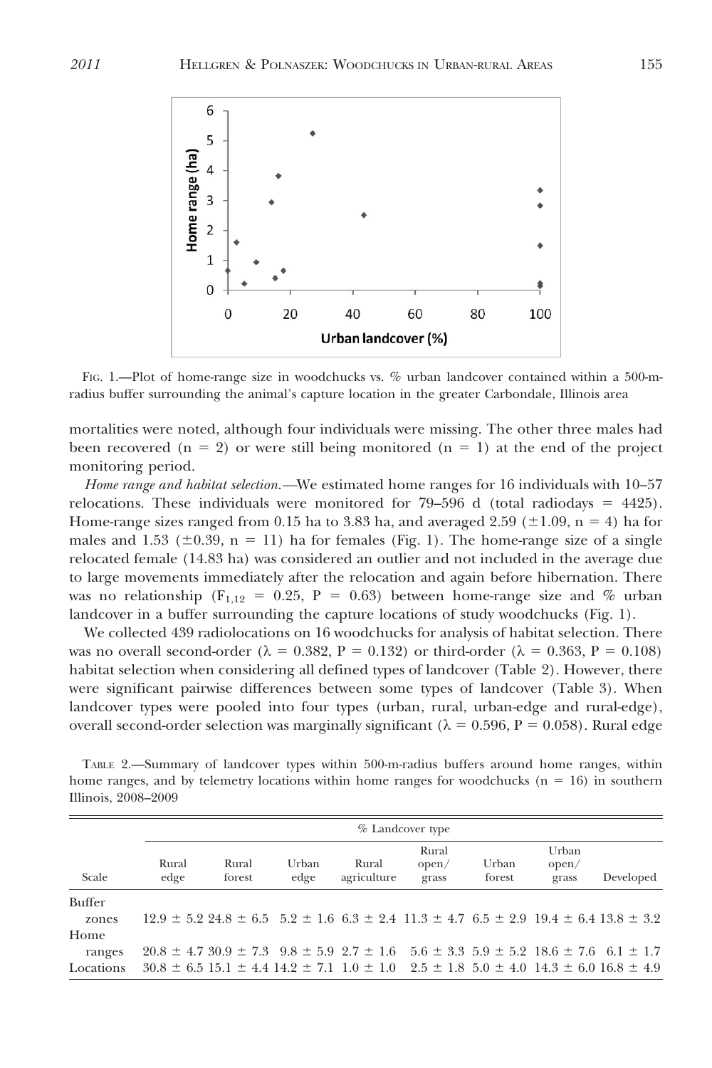FIG. 1.—Plot of home-range size in woodchucks vs. % urban landcover contained within a 500-m-radius buffer surrounding the animal's capture location in the greater Carbondale, Illinois area

mortalities were noted, although four individuals were missing. The other three males had been recovered (n = 2) or were still being monitored (n = 1) at the end of the project monitoring period.

*Home range and habitat selection.*—We estimated home ranges for 16 individuals with 10–57 relocations. These individuals were monitored for 79–596 d (total radiodays = 4425). Home-range sizes ranged from 0.15 ha to 3.83 ha, and averaged 2.59 (±1.09, n = 4) ha for males and 1.53 (±0.39, n = 11) ha for females (Fig. 1). The home-range size of a single relocated female (14.83 ha) was considered an outlier and not included in the average due to large movements immediately after the relocation and again before hibernation. There was no relationship ($F_{1,12}$ = 0.25, P = 0.63) between home-range size and % urban landcover in a buffer surrounding the capture locations of study woodchucks (Fig. 1).

We collected 439 radiolocations on 16 woodchucks for analysis of habitat selection. There was no overall second-order ($\lambda$ = 0.382, P = 0.132) or third-order ($\lambda$ = 0.363, P = 0.108) habitat selection when considering all defined types of landcover (Table 2). However, there were significant pairwise differences between some types of landcover (Table 3). When landcover types were pooled into four types (urban, rural, urban-edge and rural-edge), overall second-order selection was marginally significant ($\lambda$ = 0.596, P = 0.058). Rural edge

TABLE 2.—Summary of landcover types within 500-m-radius buffers around home ranges, within home ranges, and by telemetry locations within home ranges for woodchucks (n = 16) in southern Illinois, 2008–2009

| | % Landcover type | | | | | | | |
|---|---|---|---|---|---|---|---|---|
| Scale | Rural edge | Rural forest | Urban edge | Rural agriculture | Rural open/grass | Urban forest | Urban open/grass | Developed |
| Buffer zones | 12.9 ± 5.2 | 24.8 ± 6.5 | 5.2 ± 1.6 | 6.3 ± 2.4 | 11.3 ± 4.7 | 6.5 ± 2.9 | 19.4 ± 6.4 | 13.8 ± 3.2 |
| Home ranges | 20.8 ± 4.7 | 30.9 ± 7.3 | 9.8 ± 5.9 | 2.7 ± 1.6 | 5.6 ± 3.3 | 5.9 ± 5.2 | 18.6 ± 7.6 | 6.1 ± 1.7 |
| Locations | 30.8 ± 6.5 | 15.1 ± 4.4 | 14.2 ± 7.1 | 1.0 ± 1.0 | 2.5 ± 1.8 | 5.0 ± 4.0 | 14.3 ± 6.0 | 16.8 ± 4.9 |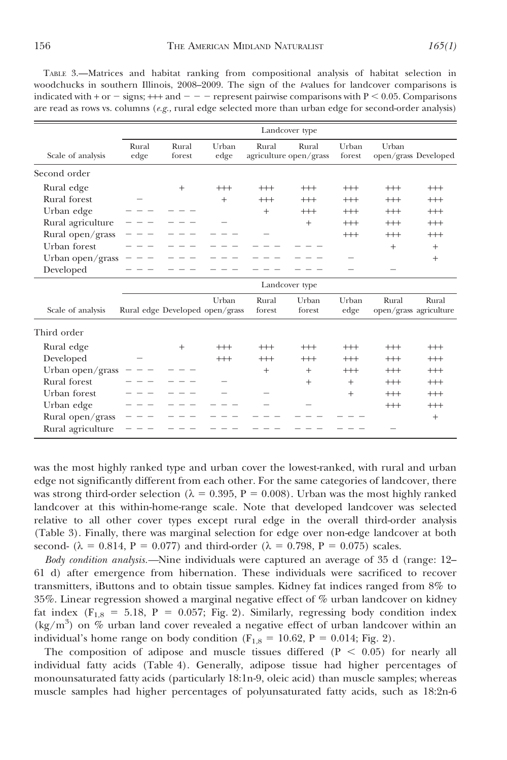TABLE 3.—Matrices and habitat ranking from compositional analysis of habitat selection in woodchucks in southern Illinois, 2008–2009. The sign of the *t*-values for landcover comparisons is indicated with + or − signs; +++ and − − − represent pairwise comparisons with P < 0.05. Comparisons are read as rows vs. columns (*e.g.*, rural edge selected more than urban edge for second-order analysis)

| Scale of analysis | Landcover type | | | | | | | |
|---|---|---|---|---|---|---|---|---|
| | Rural edge | Rural forest | Urban edge | Rural agriculture | Rural open/grass | Urban forest | Urban open/grass | Developed |
| Second order | | | | | | | | |
| Rural edge | | + | +++ | +++ | +++ | +++ | +++ | +++ |
| Rural forest | − | | + | +++ | +++ | +++ | +++ | +++ |
| Urban edge | − − − | − − − | | + | +++ | +++ | +++ | +++ |
| Rural agriculture | − − − | − − − | − | | + | +++ | +++ | +++ |
| Rural open/grass | − − − | − − − | − − − | − | | +++ | +++ | +++ |
| Urban forest | − − − | − − − | − − − | − − − | − − − | | + | + |
| Urban open/grass | − − − | − − − | − − − | − − − | − − − | − | | + |
| Developed | − − − | − − − | − − − | − − − | − − − | − | − | |

| Scale of analysis | Landcover type | | | | | | | |
|---|---|---|---|---|---|---|---|---|
| | Rural edge | Developed | Urban open/grass | Rural forest | Urban forest | Urban edge | Rural open/grass | Rural agriculture |
| Third order | | | | | | | | |
| Rural edge | | + | +++ | +++ | +++ | +++ | +++ | +++ |
| Developed | − | | +++ | +++ | +++ | +++ | +++ | +++ |
| Urban open/grass | − − − | − − − | | + | + | +++ | +++ | +++ |
| Rural forest | − − − | − − − | − | | + | + | +++ | +++ |
| Urban forest | − − − | − − − | − | − | | + | +++ | +++ |
| Urban edge | − − − | − − − | − − − | − | − | | +++ | +++ |
| Rural open/grass | − − − | − − − | − − − | − − − | − − − | − − − | | + |
| Rural agriculture | − − − | − − − | − − − | − − − | − − − | − − − | − | |

was the most highly ranked type and urban cover the lowest-ranked, with rural and urban edge not significantly different from each other. For the same categories of landcover, there was strong third-order selection ($\lambda = 0.395$, $P = 0.008$). Urban was the most highly ranked landcover at this within-home-range scale. Note that developed landcover was selected relative to all other cover types except rural edge in the overall third-order analysis (Table 3). Finally, there was marginal selection for edge over non-edge landcover at both second- ($\lambda = 0.814$, $P = 0.077$) and third-order ($\lambda = 0.798$, $P = 0.075$) scales.

*Body condition analysis.*—Nine individuals were captured an average of 35 d (range: 12–61 d) after emergence from hibernation. These individuals were sacrificed to recover transmitters, iButtons and to obtain tissue samples. Kidney fat indices ranged from 8% to 35%. Linear regression showed a marginal negative effect of % urban landcover on kidney fat index ($F_{1,8} = 5.18$, $P = 0.057$; Fig. 2). Similarly, regressing body condition index ($kg/m^3$) on % urban land cover revealed a negative effect of urban landcover within an individual's home range on body condition ($F_{1,8} = 10.62$, $P = 0.014$; Fig. 2).

The composition of adipose and muscle tissues differed ($P < 0.05$) for nearly all individual fatty acids (Table 4). Generally, adipose tissue had higher percentages of monounsaturated fatty acids (particularly 18:1n-9, oleic acid) than muscle samples; whereas muscle samples had higher percentages of polyunsaturated fatty acids, such as 18:2n-6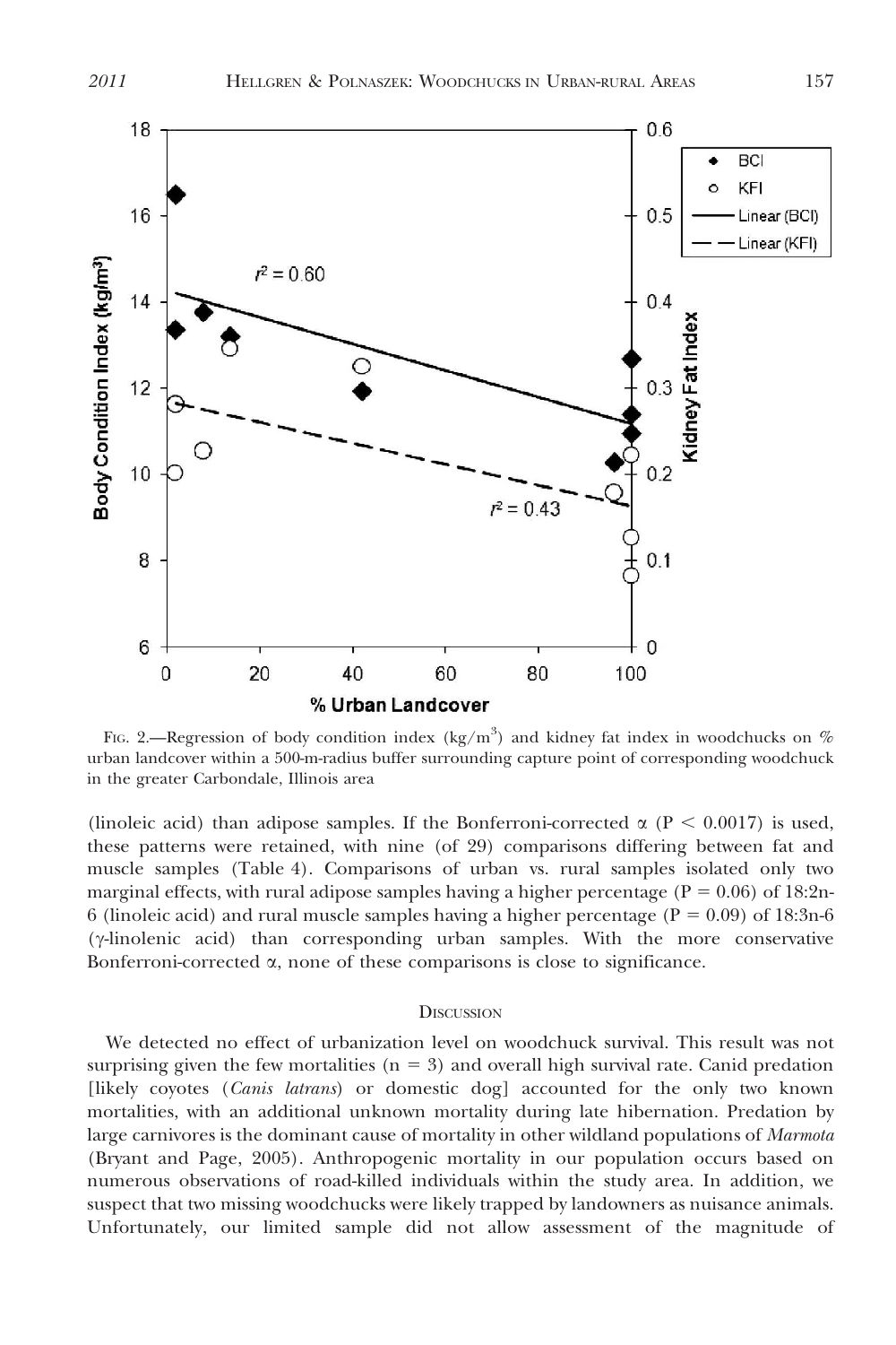FIG. 2.—Regression of body condition index (kg/m$^3$) and kidney fat index in woodchucks on % urban landcover within a 500-m-radius buffer surrounding capture point of corresponding woodchuck in the greater Carbondale, Illinois area

(linoleic acid) than adipose samples. If the Bonferroni-corrected $\alpha$ ($P < 0.0017$) is used, these patterns were retained, with nine (of 29) comparisons differing between fat and muscle samples (Table 4). Comparisons of urban vs. rural samples isolated only two marginal effects, with rural adipose samples having a higher percentage ($P = 0.06$) of 18:2n-6 (linoleic acid) and rural muscle samples having a higher percentage ($P = 0.09$) of 18:3n-6 ($\gamma$-linolenic acid) than corresponding urban samples. With the more conservative Bonferroni-corrected $\alpha$, none of these comparisons is close to significance.

## DISCUSSION

We detected no effect of urbanization level on woodchuck survival. This result was not surprising given the few mortalities ($n = 3$) and overall high survival rate. Canid predation [likely coyotes (*Canis latrans*) or domestic dog] accounted for the only two known mortalities, with an additional unknown mortality during late hibernation. Predation by large carnivores is the dominant cause of mortality in other wildland populations of *Marmota* (Bryant and Page, 2005). Anthropogenic mortality in our population occurs based on numerous observations of road-killed individuals within the study area. In addition, we suspect that two missing woodchucks were likely trapped by landowners as nuisance animals. Unfortunately, our limited sample did not allow assessment of the magnitude of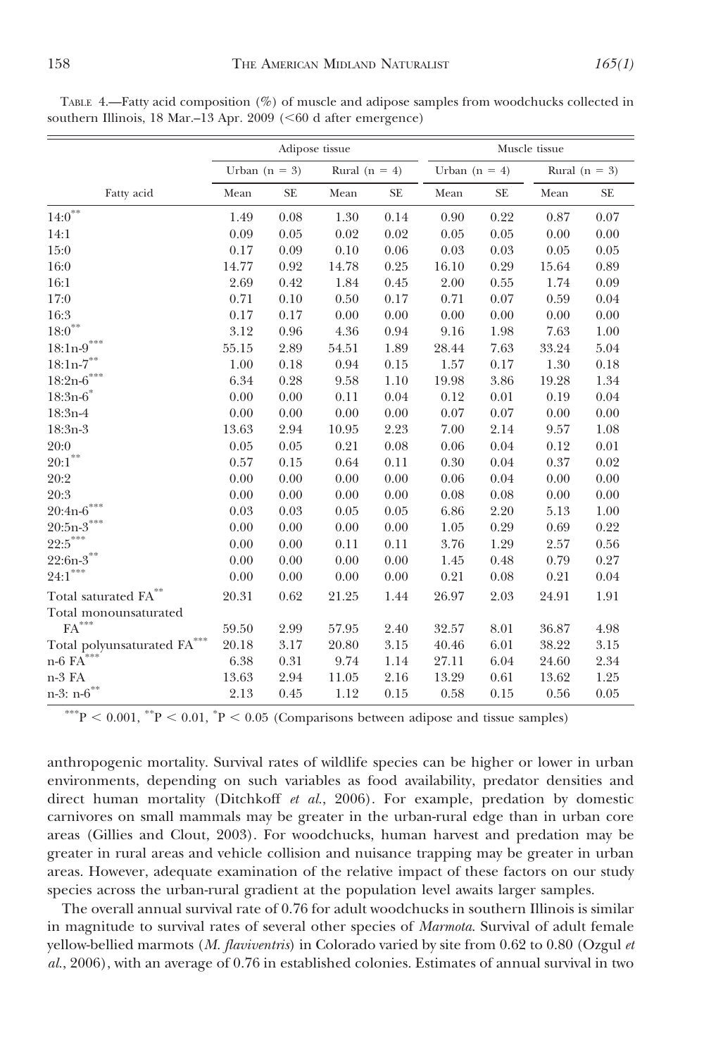TABLE 4.—Fatty acid composition (%) of muscle and adipose samples from woodchucks collected in southern Illinois, 18 Mar.–13 Apr. 2009 (<60 d after emergence)

| | Adipose tissue | | | | Muscle tissue | | | |
|---|---|---|---|---|---|---|---|---|
| | Urban (n = 3) | | Rural (n = 4) | | Urban (n = 4) | | Rural (n = 3) | |
| Fatty acid | Mean | SE | Mean | SE | Mean | SE | Mean | SE |
| 14:0** | 1.49 | 0.08 | 1.30 | 0.14 | 0.90 | 0.22 | 0.87 | 0.07 |
| 14:1 | 0.09 | 0.05 | 0.02 | 0.02 | 0.05 | 0.05 | 0.00 | 0.00 |
| 15:0 | 0.17 | 0.09 | 0.10 | 0.06 | 0.03 | 0.03 | 0.05 | 0.05 |
| 16:0 | 14.77 | 0.92 | 14.78 | 0.25 | 16.10 | 0.29 | 15.64 | 0.89 |
| 16:1 | 2.69 | 0.42 | 1.84 | 0.45 | 2.00 | 0.55 | 1.74 | 0.09 |
| 17:0 | 0.71 | 0.10 | 0.50 | 0.17 | 0.71 | 0.07 | 0.59 | 0.04 |
| 16:3 | 0.17 | 0.17 | 0.00 | 0.00 | 0.00 | 0.00 | 0.00 | 0.00 |
| 18:0** | 3.12 | 0.96 | 4.36 | 0.94 | 9.16 | 1.98 | 7.63 | 1.00 |
| 18:1n-9*** | 55.15 | 2.89 | 54.51 | 1.89 | 28.44 | 7.63 | 33.24 | 5.04 |
| 18:1n-7** | 1.00 | 0.18 | 0.94 | 0.15 | 1.57 | 0.17 | 1.30 | 0.18 |
| 18:2n-6*** | 6.34 | 0.28 | 9.58 | 1.10 | 19.98 | 3.86 | 19.28 | 1.34 |
| 18:3n-6* | 0.00 | 0.00 | 0.11 | 0.04 | 0.12 | 0.01 | 0.19 | 0.04 |
| 18:3n-4 | 0.00 | 0.00 | 0.00 | 0.00 | 0.07 | 0.07 | 0.00 | 0.00 |
| 18:3n-3 | 13.63 | 2.94 | 10.95 | 2.23 | 7.00 | 2.14 | 9.57 | 1.08 |
| 20:0 | 0.05 | 0.05 | 0.21 | 0.08 | 0.06 | 0.04 | 0.12 | 0.01 |
| 20:1** | 0.57 | 0.15 | 0.64 | 0.11 | 0.30 | 0.04 | 0.37 | 0.02 |
| 20:2 | 0.00 | 0.00 | 0.00 | 0.00 | 0.06 | 0.04 | 0.00 | 0.00 |
| 20:3 | 0.00 | 0.00 | 0.00 | 0.00 | 0.08 | 0.08 | 0.00 | 0.00 |
| 20:4n-6*** | 0.03 | 0.03 | 0.05 | 0.05 | 6.86 | 2.20 | 5.13 | 1.00 |
| 20:5n-3*** | 0.00 | 0.00 | 0.00 | 0.00 | 1.05 | 0.29 | 0.69 | 0.22 |
| 22:5*** | 0.00 | 0.00 | 0.11 | 0.11 | 3.76 | 1.29 | 2.57 | 0.56 |
| 22:6n-3** | 0.00 | 0.00 | 0.00 | 0.00 | 1.45 | 0.48 | 0.79 | 0.27 |
| 24:1*** | 0.00 | 0.00 | 0.00 | 0.00 | 0.21 | 0.08 | 0.21 | 0.04 |
| Total saturated FA** | 20.31 | 0.62 | 21.25 | 1.44 | 26.97 | 2.03 | 24.91 | 1.91 |
| Total monounsaturated FA*** | 59.50 | 2.99 | 57.95 | 2.40 | 32.57 | 8.01 | 36.87 | 4.98 |
| Total polyunsaturated FA*** | 20.18 | 3.17 | 20.80 | 3.15 | 40.46 | 6.01 | 38.22 | 3.15 |
| n-6 FA*** | 6.38 | 0.31 | 9.74 | 1.14 | 27.11 | 6.04 | 24.60 | 2.34 |
| n-3 FA | 13.63 | 2.94 | 11.05 | 2.16 | 13.29 | 0.61 | 13.62 | 1.25 |
| n-3: n-6** | 2.13 | 0.45 | 1.12 | 0.15 | 0.58 | 0.15 | 0.56 | 0.05 |

***$P < 0.001$, **$P < 0.01$, *$P < 0.05$ (Comparisons between adipose and tissue samples)

anthropogenic mortality. Survival rates of wildlife species can be higher or lower in urban environments, depending on such variables as food availability, predator densities and direct human mortality (Ditchkoff *et al.*, 2006). For example, predation by domestic carnivores on small mammals may be greater in the urban-rural edge than in urban core areas (Gillies and Clout, 2003). For woodchucks, human harvest and predation may be greater in rural areas and vehicle collision and nuisance trapping may be greater in urban areas. However, adequate examination of the relative impact of these factors on our study species across the urban-rural gradient at the population level awaits larger samples.

The overall annual survival rate of 0.76 for adult woodchucks in southern Illinois is similar in magnitude to survival rates of several other species of *Marmota*. Survival of adult female yellow-bellied marmots (*M. flaviventris*) in Colorado varied by site from 0.62 to 0.80 (Ozgul *et al.*, 2006), with an average of 0.76 in established colonies. Estimates of annual survival in two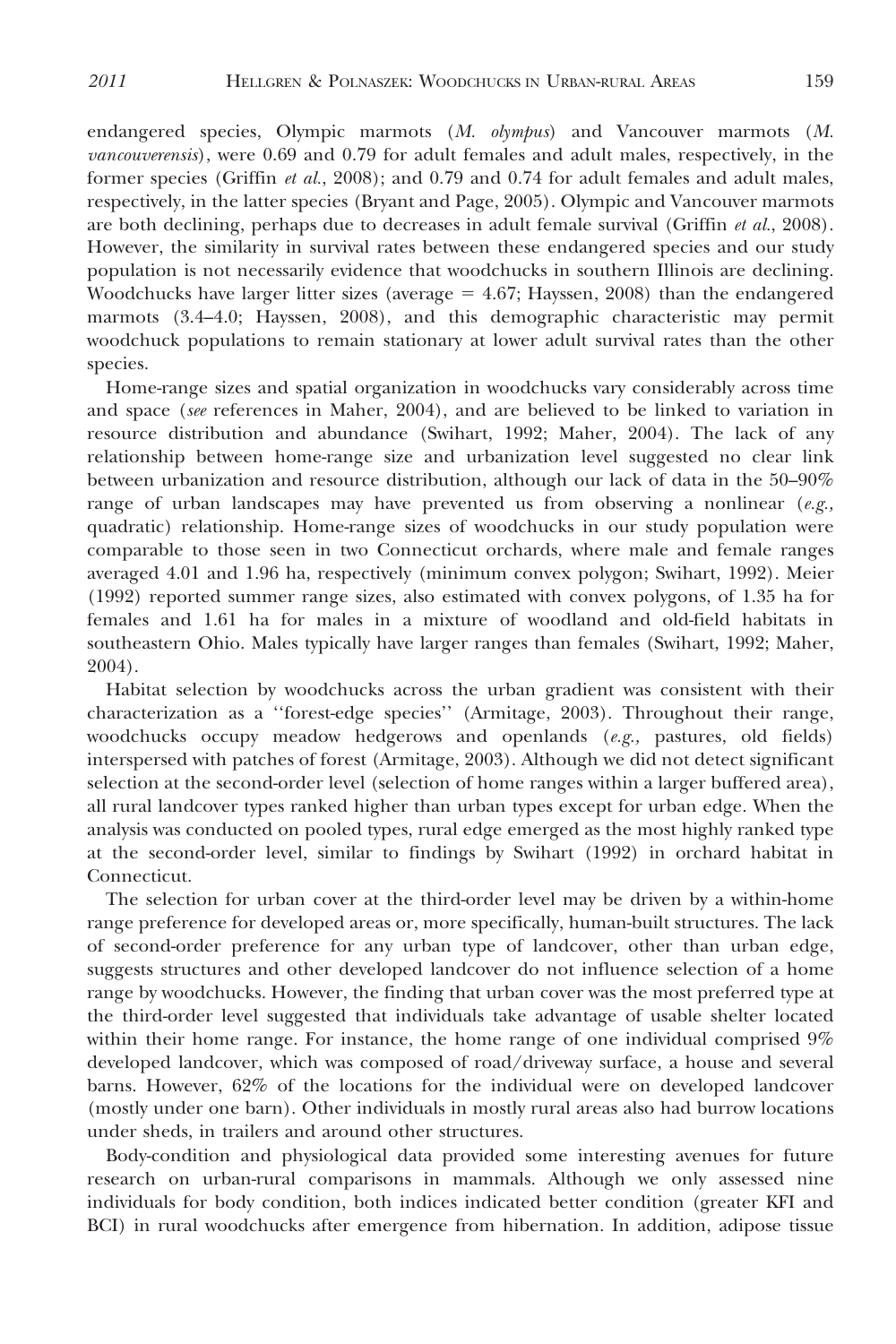endangered species, Olympic marmots (*M. olympus*) and Vancouver marmots (*M. vancouverensis*), were 0.69 and 0.79 for adult females and adult males, respectively, in the former species (Griffin *et al.*, 2008); and 0.79 and 0.74 for adult females and adult males, respectively, in the latter species (Bryant and Page, 2005). Olympic and Vancouver marmots are both declining, perhaps due to decreases in adult female survival (Griffin *et al.*, 2008). However, the similarity in survival rates between these endangered species and our study population is not necessarily evidence that woodchucks in southern Illinois are declining. Woodchucks have larger litter sizes (average = 4.67; Hayssen, 2008) than the endangered marmots (3.4–4.0; Hayssen, 2008), and this demographic characteristic may permit woodchuck populations to remain stationary at lower adult survival rates than the other species.

Home-range sizes and spatial organization in woodchucks vary considerably across time and space (*see* references in Maher, 2004), and are believed to be linked to variation in resource distribution and abundance (Swihart, 1992; Maher, 2004). The lack of any relationship between home-range size and urbanization level suggested no clear link between urbanization and resource distribution, although our lack of data in the 50–90% range of urban landscapes may have prevented us from observing a nonlinear (*e.g.*, quadratic) relationship. Home-range sizes of woodchucks in our study population were comparable to those seen in two Connecticut orchards, where male and female ranges averaged 4.01 and 1.96 ha, respectively (minimum convex polygon; Swihart, 1992). Meier (1992) reported summer range sizes, also estimated with convex polygons, of 1.35 ha for females and 1.61 ha for males in a mixture of woodland and old-field habitats in southeastern Ohio. Males typically have larger ranges than females (Swihart, 1992; Maher, 2004).

Habitat selection by woodchucks across the urban gradient was consistent with their characterization as a ''forest-edge species'' (Armitage, 2003). Throughout their range, woodchucks occupy meadow hedgerows and openlands (*e.g.*, pastures, old fields) interspersed with patches of forest (Armitage, 2003). Although we did not detect significant selection at the second-order level (selection of home ranges within a larger buffered area), all rural landcover types ranked higher than urban types except for urban edge. When the analysis was conducted on pooled types, rural edge emerged as the most highly ranked type at the second-order level, similar to findings by Swihart (1992) in orchard habitat in Connecticut.

The selection for urban cover at the third-order level may be driven by a within-home range preference for developed areas or, more specifically, human-built structures. The lack of second-order preference for any urban type of landcover, other than urban edge, suggests structures and other developed landcover do not influence selection of a home range by woodchucks. However, the finding that urban cover was the most preferred type at the third-order level suggested that individuals take advantage of usable shelter located within their home range. For instance, the home range of one individual comprised 9% developed landcover, which was composed of road/driveway surface, a house and several barns. However, 62% of the locations for the individual were on developed landcover (mostly under one barn). Other individuals in mostly rural areas also had burrow locations under sheds, in trailers and around other structures.

Body-condition and physiological data provided some interesting avenues for future research on urban-rural comparisons in mammals. Although we only assessed nine individuals for body condition, both indices indicated better condition (greater KFI and BCI) in rural woodchucks after emergence from hibernation. In addition, adipose tissue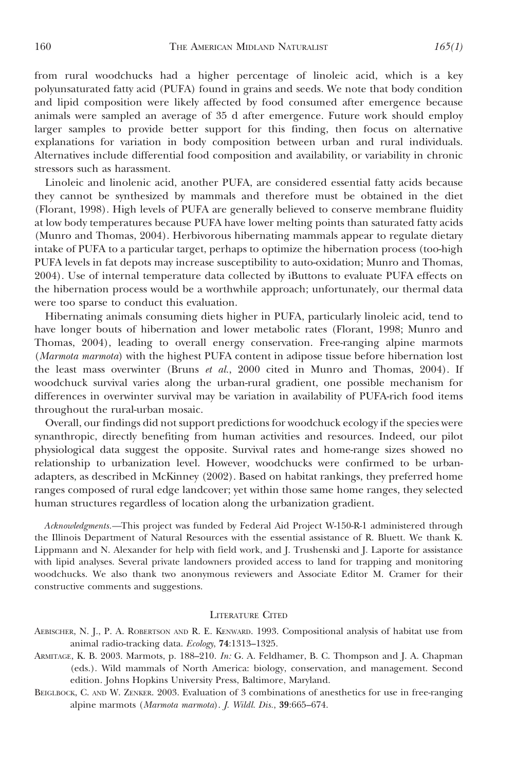from rural woodchucks had a higher percentage of linoleic acid, which is a key polyunsaturated fatty acid (PUFA) found in grains and seeds. We note that body condition and lipid composition were likely affected by food consumed after emergence because animals were sampled an average of 35 d after emergence. Future work should employ larger samples to provide better support for this finding, then focus on alternative explanations for variation in body composition between urban and rural individuals. Alternatives include differential food composition and availability, or variability in chronic stressors such as harassment.

Linoleic and linolenic acid, another PUFA, are considered essential fatty acids because they cannot be synthesized by mammals and therefore must be obtained in the diet (Florant, 1998). High levels of PUFA are generally believed to conserve membrane fluidity at low body temperatures because PUFA have lower melting points than saturated fatty acids (Munro and Thomas, 2004). Herbivorous hibernating mammals appear to regulate dietary intake of PUFA to a particular target, perhaps to optimize the hibernation process (too-high PUFA levels in fat depots may increase susceptibility to auto-oxidation; Munro and Thomas, 2004). Use of internal temperature data collected by iButtons to evaluate PUFA effects on the hibernation process would be a worthwhile approach; unfortunately, our thermal data were too sparse to conduct this evaluation.

Hibernating animals consuming diets higher in PUFA, particularly linoleic acid, tend to have longer bouts of hibernation and lower metabolic rates (Florant, 1998; Munro and Thomas, 2004), leading to overall energy conservation. Free-ranging alpine marmots (*Marmota marmota*) with the highest PUFA content in adipose tissue before hibernation lost the least mass overwinter (Bruns *et al.*, 2000 cited in Munro and Thomas, 2004). If woodchuck survival varies along the urban-rural gradient, one possible mechanism for differences in overwinter survival may be variation in availability of PUFA-rich food items throughout the rural-urban mosaic.

Overall, our findings did not support predictions for woodchuck ecology if the species were synanthropic, directly benefiting from human activities and resources. Indeed, our pilot physiological data suggest the opposite. Survival rates and home-range sizes showed no relationship to urbanization level. However, woodchucks were confirmed to be urban-adapters, as described in McKinney (2002). Based on habitat rankings, they preferred home ranges composed of rural edge landcover; yet within those same home ranges, they selected human structures regardless of location along the urbanization gradient.

*Acknowledgments.*—This project was funded by Federal Aid Project W-150-R-1 administered through the Illinois Department of Natural Resources with the essential assistance of R. Bluett. We thank K. Lippmann and N. Alexander for help with field work, and J. Trushenski and J. Laporte for assistance with lipid analyses. Several private landowners provided access to land for trapping and monitoring woodchucks. We also thank two anonymous reviewers and Associate Editor M. Cramer for their constructive comments and suggestions.

## Literature Cited

Aebischer, N. J., P. A. Robertson and R. E. Kenward. 1993. Compositional analysis of habitat use from animal radio-tracking data. *Ecology*, **74**:1313–1325.

Armitage, K. B. 2003. Marmots, p. 188–210. *In:* G. A. Feldhamer, B. C. Thompson and J. A. Chapman (eds.). Wild mammals of North America: biology, conservation, and management. Second edition. Johns Hopkins University Press, Baltimore, Maryland.

Beiglbock, C. and W. Zenker. 2003. Evaluation of 3 combinations of anesthetics for use in free-ranging alpine marmots (*Marmota marmota*). *J. Wildl. Dis.*, **39**:665–674.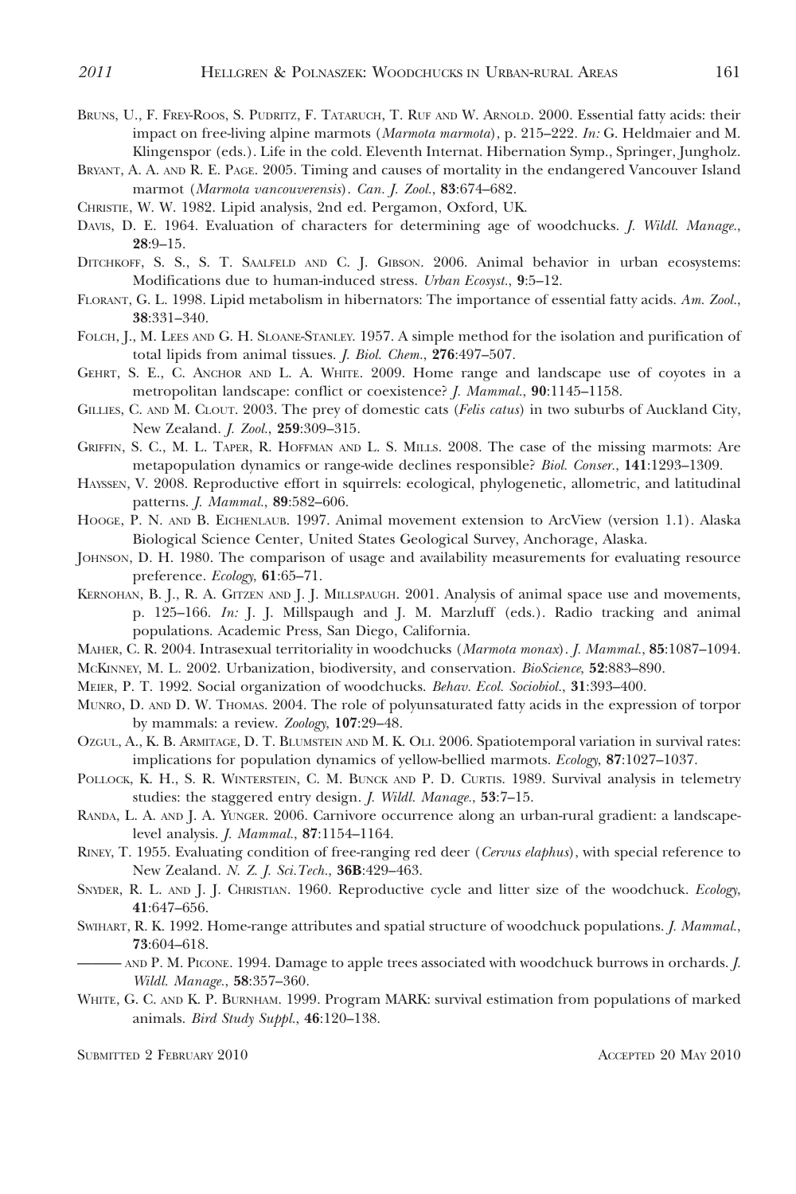Bruns, U., F. Frey-Roos, S. Pudritz, F. Tataruch, T. Ruf and W. Arnold. 2000. Essential fatty acids: their impact on free-living alpine marmots (*Marmota marmota*), p. 215–222. *In:* G. Heldmaier and M. Klingenspor (eds.). Life in the cold. Eleventh Internat. Hibernation Symp., Springer, Jungholz.

Bryant, A. A. and R. E. Page. 2005. Timing and causes of mortality in the endangered Vancouver Island marmot (*Marmota vancouverensis*). *Can. J. Zool.*, **83**:674–682.

Christie, W. W. 1982. Lipid analysis, 2nd ed. Pergamon, Oxford, UK.

Davis, D. E. 1964. Evaluation of characters for determining age of woodchucks. *J. Wildl. Manage.*, **28**:9–15.

Ditchkoff, S. S., S. T. Saalfeld and C. J. Gibson. 2006. Animal behavior in urban ecosystems: Modifications due to human-induced stress. *Urban Ecosyst.*, **9**:5–12.

Florant, G. L. 1998. Lipid metabolism in hibernators: The importance of essential fatty acids. *Am. Zool.*, **38**:331–340.

Folch, J., M. Lees and G. H. Sloane-Stanley. 1957. A simple method for the isolation and purification of total lipids from animal tissues. *J. Biol. Chem.*, **276**:497–507.

Gehrt, S. E., C. Anchor and L. A. White. 2009. Home range and landscape use of coyotes in a metropolitan landscape: conflict or coexistence? *J. Mammal.*, **90**:1145–1158.

Gillies, C. and M. Clout. 2003. The prey of domestic cats (*Felis catus*) in two suburbs of Auckland City, New Zealand. *J. Zool.*, **259**:309–315.

Griffin, S. C., M. L. Taper, R. Hoffman and L. S. Mills. 2008. The case of the missing marmots: Are metapopulation dynamics or range-wide declines responsible? *Biol. Conser.*, **141**:1293–1309.

Hayssen, V. 2008. Reproductive effort in squirrels: ecological, phylogenetic, allometric, and latitudinal patterns. *J. Mammal.*, **89**:582–606.

Hooge, P. N. and B. Eichenlaub. 1997. Animal movement extension to ArcView (version 1.1). Alaska Biological Science Center, United States Geological Survey, Anchorage, Alaska.

Johnson, D. H. 1980. The comparison of usage and availability measurements for evaluating resource preference. *Ecology*, **61**:65–71.

Kernohan, B. J., R. A. Gitzen and J. J. Millspaugh. 2001. Analysis of animal space use and movements, p. 125–166. *In:* J. J. Millspaugh and J. M. Marzluff (eds.). Radio tracking and animal populations. Academic Press, San Diego, California.

Maher, C. R. 2004. Intrasexual territoriality in woodchucks (*Marmota monax*). *J. Mammal.*, **85**:1087–1094.

McKinney, M. L. 2002. Urbanization, biodiversity, and conservation. *BioScience*, **52**:883–890.

Meier, P. T. 1992. Social organization of woodchucks. *Behav. Ecol. Sociobiol.*, **31**:393–400.

Munro, D. and D. W. Thomas. 2004. The role of polyunsaturated fatty acids in the expression of torpor by mammals: a review. *Zoology*, **107**:29–48.

Ozgul, A., K. B. Armitage, D. T. Blumstein and M. K. Oli. 2006. Spatiotemporal variation in survival rates: implications for population dynamics of yellow-bellied marmots. *Ecology*, **87**:1027–1037.

Pollock, K. H., S. R. Winterstein, C. M. Bunck and P. D. Curtis. 1989. Survival analysis in telemetry studies: the staggered entry design. *J. Wildl. Manage.*, **53**:7–15.

Randa, L. A. and J. A. Yunger. 2006. Carnivore occurrence along an urban-rural gradient: a landscape-level analysis. *J. Mammal.*, **87**:1154–1164.

Riney, T. 1955. Evaluating condition of free-ranging red deer (*Cervus elaphus*), with special reference to New Zealand. *N. Z. J. Sci.Tech.*, **36B**:429–463.

Snyder, R. L. and J. J. Christian. 1960. Reproductive cycle and litter size of the woodchuck. *Ecology*, **41**:647–656.

Swihart, R. K. 1992. Home-range attributes and spatial structure of woodchuck populations. *J. Mammal.*, **73**:604–618.

——— and P. M. Picone. 1994. Damage to apple trees associated with woodchuck burrows in orchards. *J. Wildl. Manage.*, **58**:357–360.

White, G. C. and K. P. Burnham. 1999. Program MARK: survival estimation from populations of marked animals. *Bird Study Suppl.*, **46**:120–138.

Submitted 2 February 2010 Accepted 20 May 2010